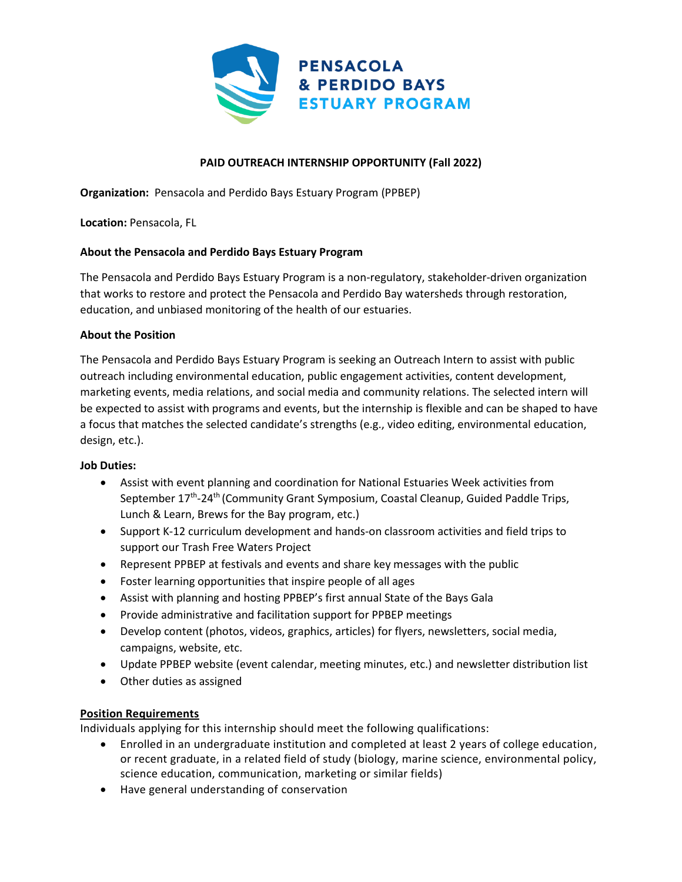PENSACOLA & PERDIDO BAYS ESTUARY PROGRAM

# PAID OUTREACH INTERNSHIP OPPORTUNITY (Fall 2022)

**Organization:** Pensacola and Perdido Bays Estuary Program (PPBEP)

**Location:** Pensacola, FL

## About the Pensacola and Perdido Bays Estuary Program

The Pensacola and Perdido Bays Estuary Program is a non-regulatory, stakeholder-driven organization that works to restore and protect the Pensacola and Perdido Bay watersheds through restoration, education, and unbiased monitoring of the health of our estuaries.

## About the Position

The Pensacola and Perdido Bays Estuary Program is seeking an Outreach Intern to assist with public outreach including environmental education, public engagement activities, content development, marketing events, media relations, and social media and community relations. The selected intern will be expected to assist with programs and events, but the internship is flexible and can be shaped to have a focus that matches the selected candidate's strengths (e.g., video editing, environmental education, design, etc.).

**Job Duties:**

- Assist with event planning and coordination for National Estuaries Week activities from September 17th-24th (Community Grant Symposium, Coastal Cleanup, Guided Paddle Trips, Lunch & Learn, Brews for the Bay program, etc.)
- Support K-12 curriculum development and hands-on classroom activities and field trips to support our Trash Free Waters Project
- Represent PPBEP at festivals and events and share key messages with the public
- Foster learning opportunities that inspire people of all ages
- Assist with planning and hosting PPBEP's first annual State of the Bays Gala
- Provide administrative and facilitation support for PPBEP meetings
- Develop content (photos, videos, graphics, articles) for flyers, newsletters, social media, campaigns, website, etc.
- Update PPBEP website (event calendar, meeting minutes, etc.) and newsletter distribution list
- Other duties as assigned

## Position Requirements

Individuals applying for this internship should meet the following qualifications:

- Enrolled in an undergraduate institution and completed at least 2 years of college education, or recent graduate, in a related field of study (biology, marine science, environmental policy, science education, communication, marketing or similar fields)
- Have general understanding of conservation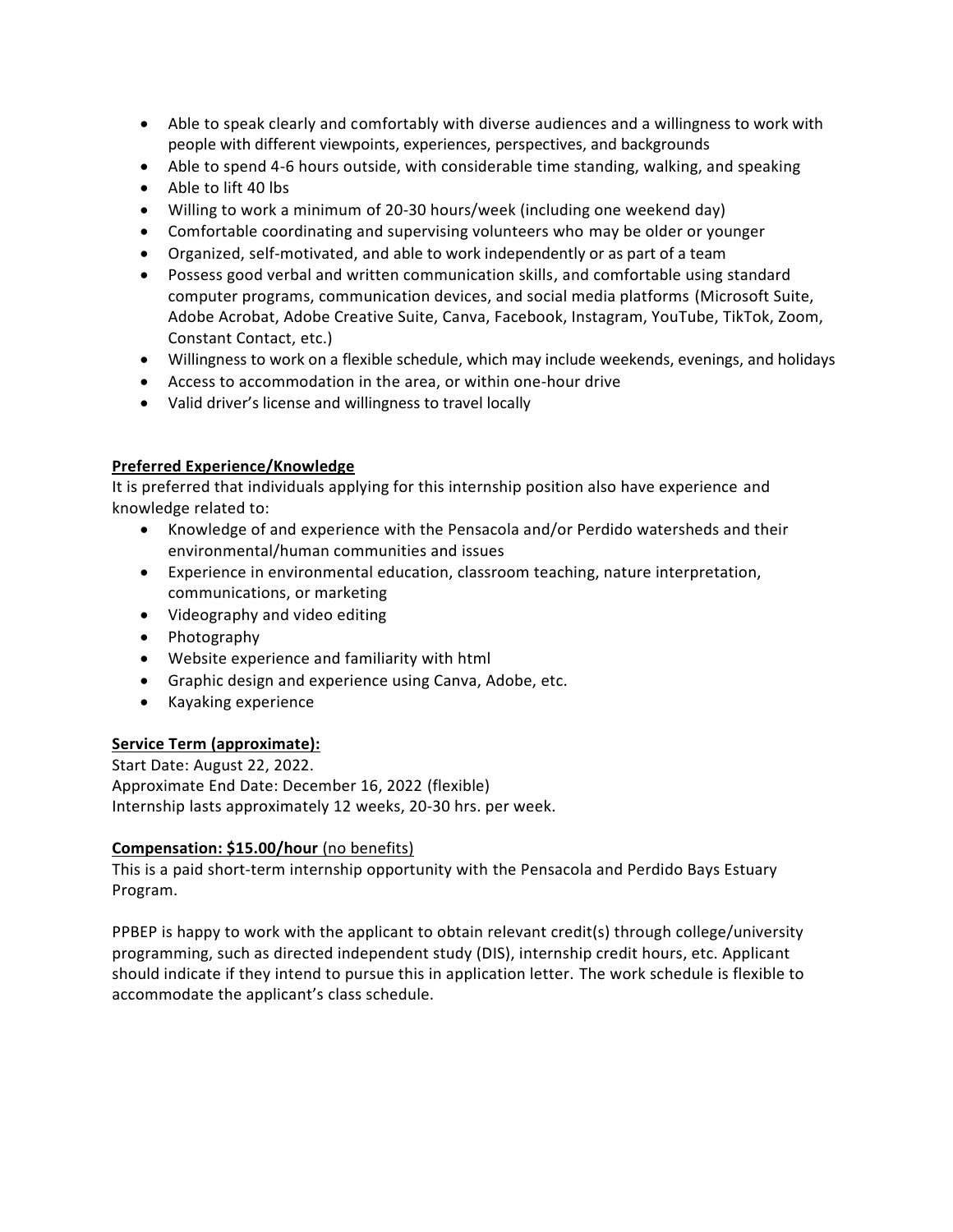- Able to speak clearly and comfortably with diverse audiences and a willingness to work with people with different viewpoints, experiences, perspectives, and backgrounds
- Able to spend 4-6 hours outside, with considerable time standing, walking, and speaking
- Able to lift 40 lbs
- Willing to work a minimum of 20-30 hours/week (including one weekend day)
- Comfortable coordinating and supervising volunteers who may be older or younger
- Organized, self-motivated, and able to work independently or as part of a team
- Possess good verbal and written communication skills, and comfortable using standard computer programs, communication devices, and social media platforms (Microsoft Suite, Adobe Acrobat, Adobe Creative Suite, Canva, Facebook, Instagram, YouTube, TikTok, Zoom, Constant Contact, etc.)
- Willingness to work on a flexible schedule, which may include weekends, evenings, and holidays
- Access to accommodation in the area, or within one-hour drive
- Valid driver's license and willingness to travel locally

**Preferred Experience/Knowledge**

It is preferred that individuals applying for this internship position also have experience and knowledge related to:

- Knowledge of and experience with the Pensacola and/or Perdido watersheds and their environmental/human communities and issues
- Experience in environmental education, classroom teaching, nature interpretation, communications, or marketing
- Videography and video editing
- Photography
- Website experience and familiarity with html
- Graphic design and experience using Canva, Adobe, etc.
- Kayaking experience

**Service Term (approximate):**

Start Date: August 22, 2022.
Approximate End Date: December 16, 2022 (flexible)
Internship lasts approximately 12 weeks, 20-30 hrs. per week.

**Compensation: $15.00/hour** (no benefits)

This is a paid short-term internship opportunity with the Pensacola and Perdido Bays Estuary Program.

PPBEP is happy to work with the applicant to obtain relevant credit(s) through college/university programming, such as directed independent study (DIS), internship credit hours, etc. Applicant should indicate if they intend to pursue this in application letter. The work schedule is flexible to accommodate the applicant's class schedule.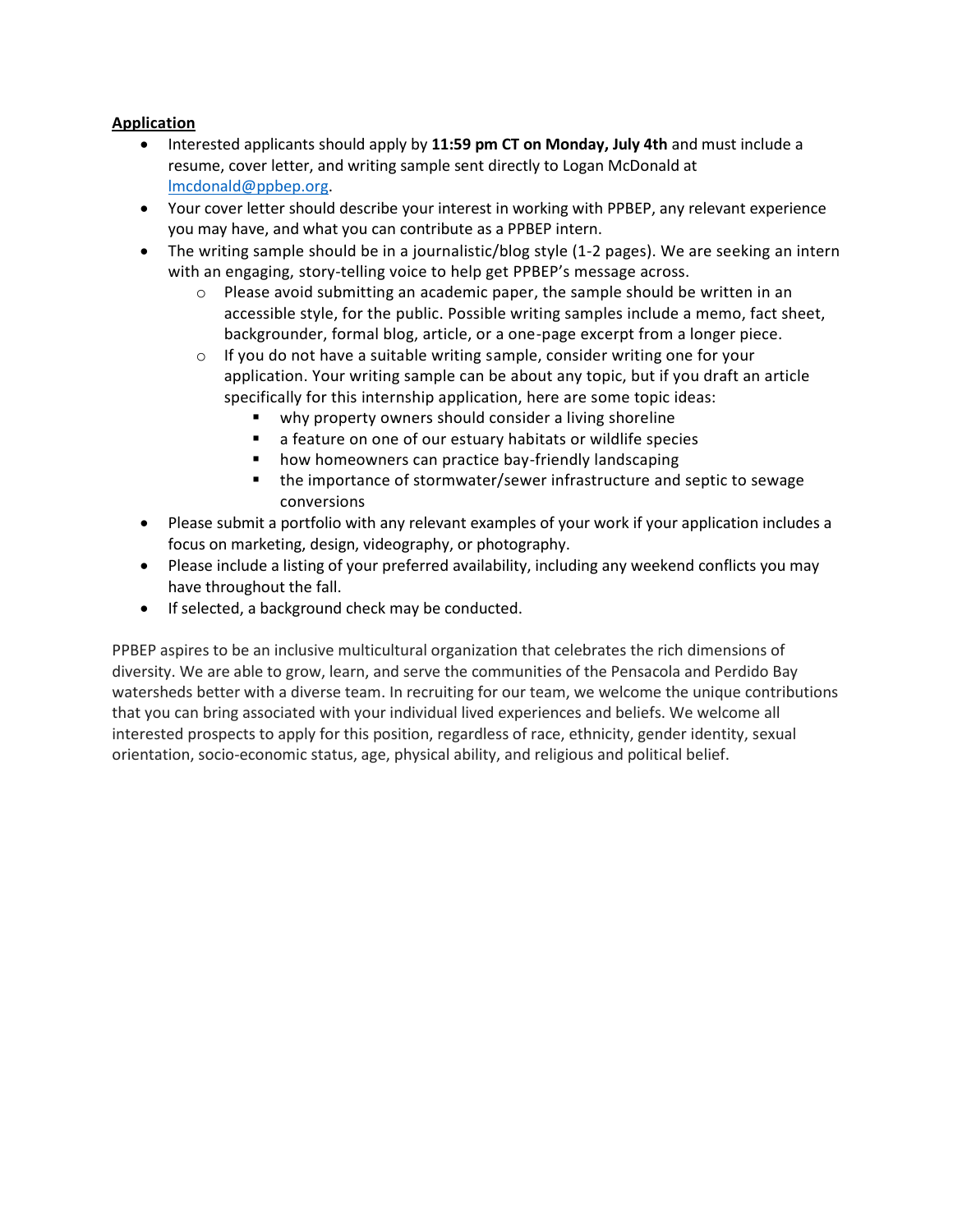**Application**

- Interested applicants should apply by **11:59 pm CT on Monday, July 4th** and must include a resume, cover letter, and writing sample sent directly to Logan McDonald at lmcdonald@ppbep.org.
- Your cover letter should describe your interest in working with PPBEP, any relevant experience you may have, and what you can contribute as a PPBEP intern.
- The writing sample should be in a journalistic/blog style (1-2 pages). We are seeking an intern with an engaging, story-telling voice to help get PPBEP's message across.
    - Please avoid submitting an academic paper, the sample should be written in an accessible style, for the public. Possible writing samples include a memo, fact sheet, backgrounder, formal blog, article, or a one-page excerpt from a longer piece.
    - If you do not have a suitable writing sample, consider writing one for your application. Your writing sample can be about any topic, but if you draft an article specifically for this internship application, here are some topic ideas:
        - why property owners should consider a living shoreline
        - a feature on one of our estuary habitats or wildlife species
        - how homeowners can practice bay-friendly landscaping
        - the importance of stormwater/sewer infrastructure and septic to sewage conversions
- Please submit a portfolio with any relevant examples of your work if your application includes a focus on marketing, design, videography, or photography.
- Please include a listing of your preferred availability, including any weekend conflicts you may have throughout the fall.
- If selected, a background check may be conducted.

PPBEP aspires to be an inclusive multicultural organization that celebrates the rich dimensions of diversity. We are able to grow, learn, and serve the communities of the Pensacola and Perdido Bay watersheds better with a diverse team. In recruiting for our team, we welcome the unique contributions that you can bring associated with your individual lived experiences and beliefs. We welcome all interested prospects to apply for this position, regardless of race, ethnicity, gender identity, sexual orientation, socio-economic status, age, physical ability, and religious and political belief.